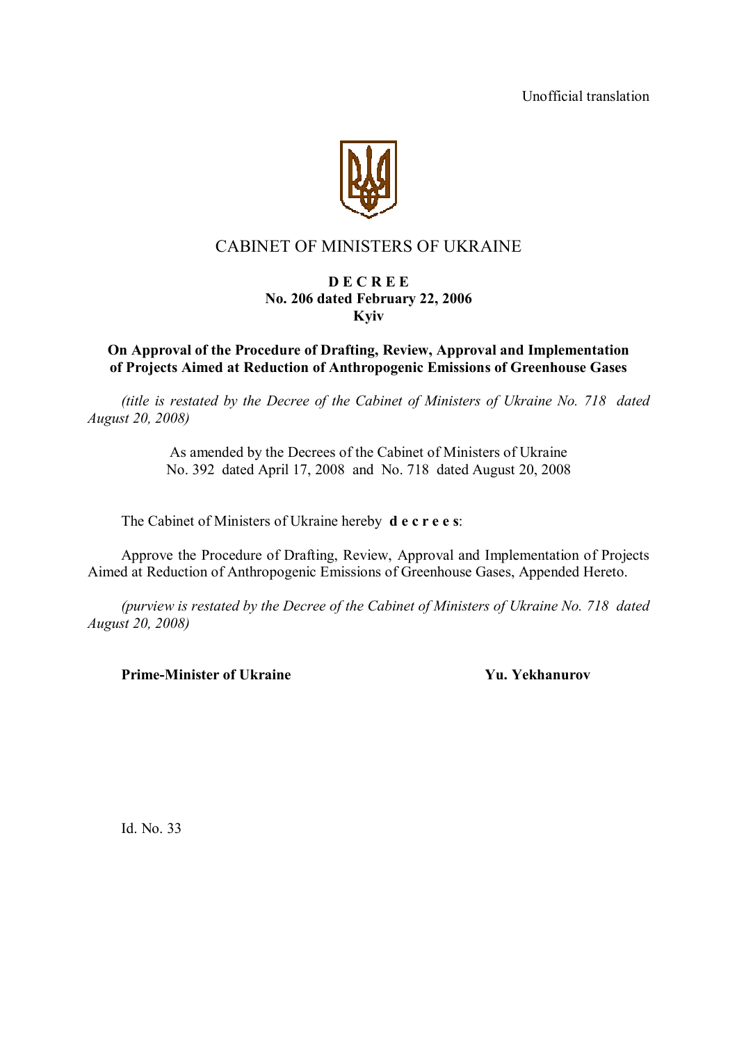Unofficial translation

# CABINET OF MINISTERS OF UKRAINE

**D E C R E E**
**No. 206 dated February 22, 2006**
**Kyiv**

## On Approval of the Procedure of Drafting, Review, Approval and Implementation of Projects Aimed at Reduction of Anthropogenic Emissions of Greenhouse Gases

*(title is restated by the Decree of the Cabinet of Ministers of Ukraine No. 718 dated August 20, 2008)*

As amended by the Decrees of the Cabinet of Ministers of Ukraine
No. 392 dated April 17, 2008 and No. 718 dated August 20, 2008

The Cabinet of Ministers of Ukraine hereby **d e c r e e s**:

Approve the Procedure of Drafting, Review, Approval and Implementation of Projects Aimed at Reduction of Anthropogenic Emissions of Greenhouse Gases, Appended Hereto.

*(purview is restated by the Decree of the Cabinet of Ministers of Ukraine No. 718 dated August 20, 2008)*

**Prime-Minister of Ukraine** **Yu. Yekhanurov**

Id. No. 33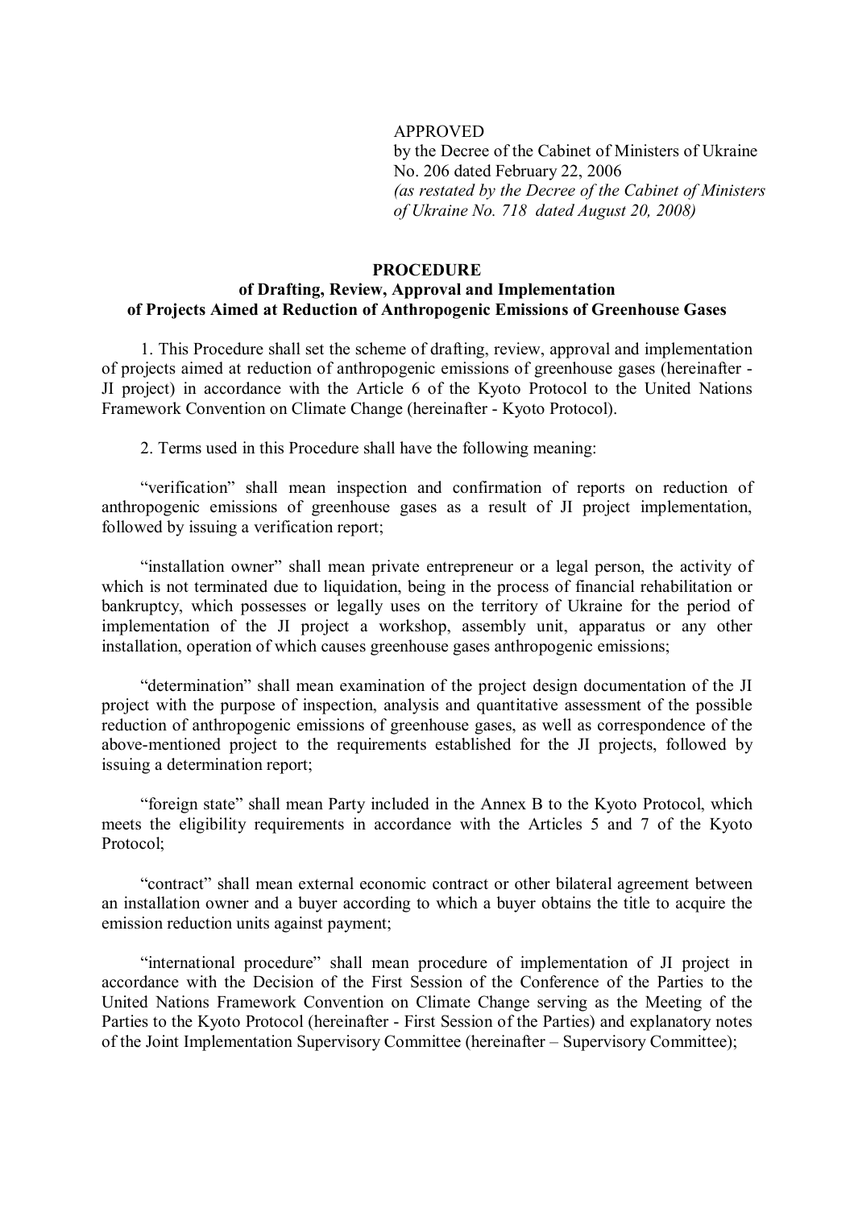APPROVED
by the Decree of the Cabinet of Ministers of Ukraine
No. 206 dated February 22, 2006
*(as restated by the Decree of the Cabinet of Ministers of Ukraine No. 718 dated August 20, 2008)*

**PROCEDURE**
**of Drafting, Review, Approval and Implementation of Projects Aimed at Reduction of Anthropogenic Emissions of Greenhouse Gases**

1. This Procedure shall set the scheme of drafting, review, approval and implementation of projects aimed at reduction of anthropogenic emissions of greenhouse gases (hereinafter - JI project) in accordance with the Article 6 of the Kyoto Protocol to the United Nations Framework Convention on Climate Change (hereinafter - Kyoto Protocol).

2. Terms used in this Procedure shall have the following meaning:

"verification" shall mean inspection and confirmation of reports on reduction of anthropogenic emissions of greenhouse gases as a result of JI project implementation, followed by issuing a verification report;

"installation owner" shall mean private entrepreneur or a legal person, the activity of which is not terminated due to liquidation, being in the process of financial rehabilitation or bankruptcy, which possesses or legally uses on the territory of Ukraine for the period of implementation of the JI project a workshop, assembly unit, apparatus or any other installation, operation of which causes greenhouse gases anthropogenic emissions;

"determination" shall mean examination of the project design documentation of the JI project with the purpose of inspection, analysis and quantitative assessment of the possible reduction of anthropogenic emissions of greenhouse gases, as well as correspondence of the above-mentioned project to the requirements established for the JI projects, followed by issuing a determination report;

"foreign state" shall mean Party included in the Annex B to the Kyoto Protocol, which meets the eligibility requirements in accordance with the Articles 5 and 7 of the Kyoto Protocol;

"contract" shall mean external economic contract or other bilateral agreement between an installation owner and a buyer according to which a buyer obtains the title to acquire the emission reduction units against payment;

"international procedure" shall mean procedure of implementation of JI project in accordance with the Decision of the First Session of the Conference of the Parties to the United Nations Framework Convention on Climate Change serving as the Meeting of the Parties to the Kyoto Protocol (hereinafter - First Session of the Parties) and explanatory notes of the Joint Implementation Supervisory Committee (hereinafter – Supervisory Committee);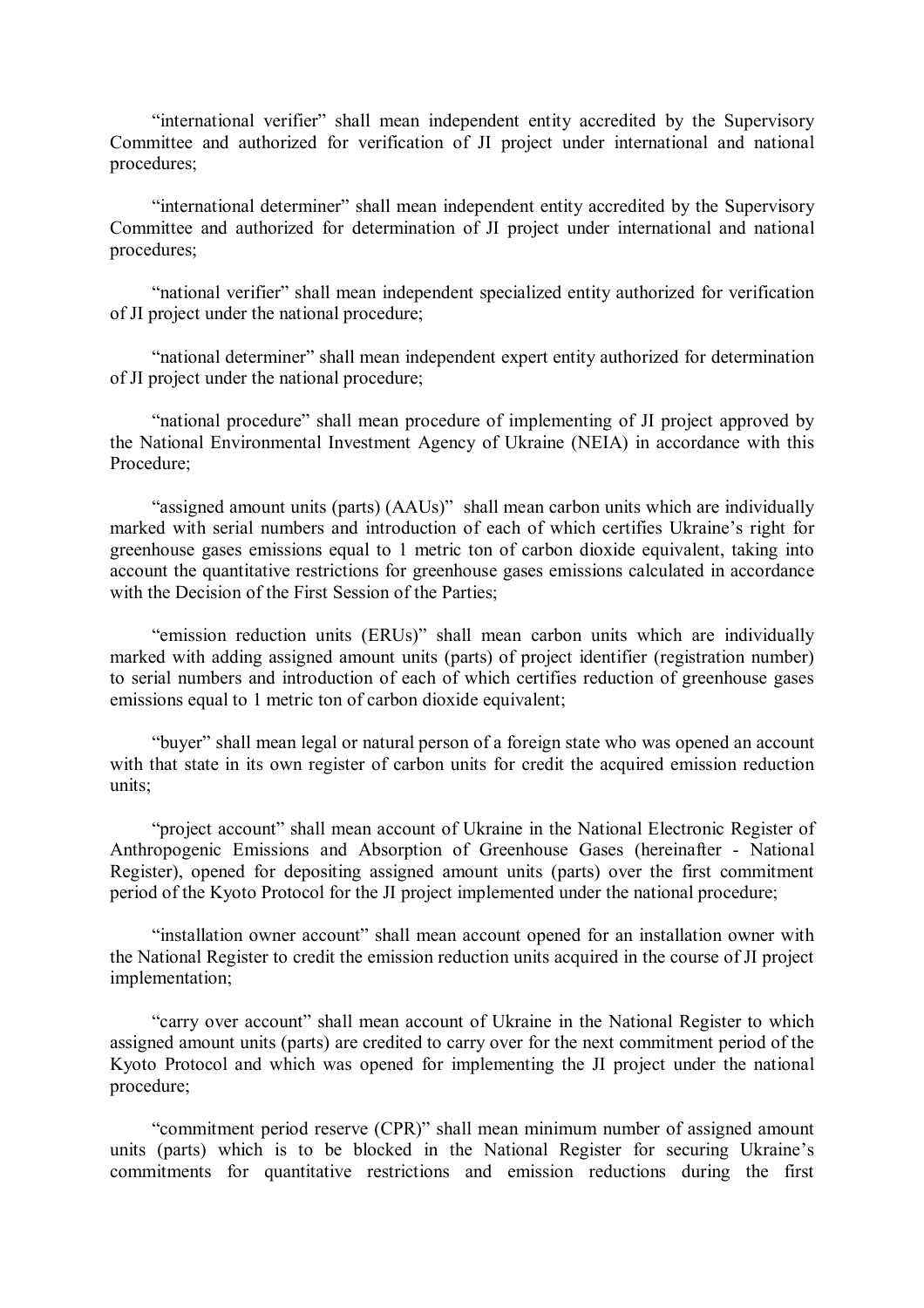"international verifier" shall mean independent entity accredited by the Supervisory Committee and authorized for verification of JI project under international and national procedures;

"international determiner" shall mean independent entity accredited by the Supervisory Committee and authorized for determination of JI project under international and national procedures;

"national verifier" shall mean independent specialized entity authorized for verification of JI project under the national procedure;

"national determiner" shall mean independent expert entity authorized for determination of JI project under the national procedure;

"national procedure" shall mean procedure of implementing of JI project approved by the National Environmental Investment Agency of Ukraine (NEIA) in accordance with this Procedure;

"assigned amount units (parts) (AAUs)" shall mean carbon units which are individually marked with serial numbers and introduction of each of which certifies Ukraine's right for greenhouse gases emissions equal to 1 metric ton of carbon dioxide equivalent, taking into account the quantitative restrictions for greenhouse gases emissions calculated in accordance with the Decision of the First Session of the Parties;

"emission reduction units (ERUs)" shall mean carbon units which are individually marked with adding assigned amount units (parts) of project identifier (registration number) to serial numbers and introduction of each of which certifies reduction of greenhouse gases emissions equal to 1 metric ton of carbon dioxide equivalent;

"buyer" shall mean legal or natural person of a foreign state who was opened an account with that state in its own register of carbon units for credit the acquired emission reduction units;

"project account" shall mean account of Ukraine in the National Electronic Register of Anthropogenic Emissions and Absorption of Greenhouse Gases (hereinafter - National Register), opened for depositing assigned amount units (parts) over the first commitment period of the Kyoto Protocol for the JI project implemented under the national procedure;

"installation owner account" shall mean account opened for an installation owner with the National Register to credit the emission reduction units acquired in the course of JI project implementation;

"carry over account" shall mean account of Ukraine in the National Register to which assigned amount units (parts) are credited to carry over for the next commitment period of the Kyoto Protocol and which was opened for implementing the JI project under the national procedure;

"commitment period reserve (CPR)" shall mean minimum number of assigned amount units (parts) which is to be blocked in the National Register for securing Ukraine's commitments for quantitative restrictions and emission reductions during the first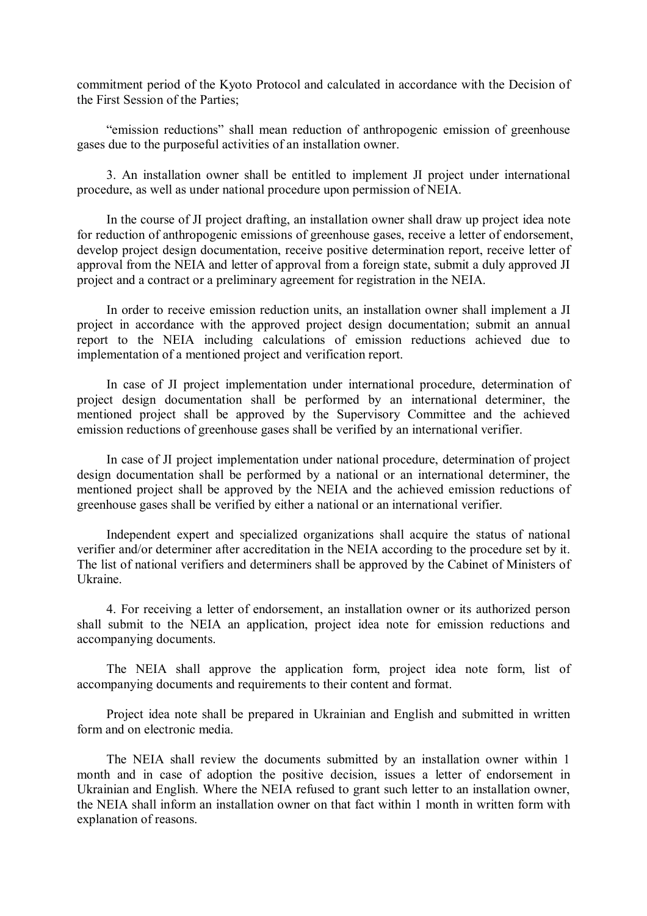commitment period of the Kyoto Protocol and calculated in accordance with the Decision of the First Session of the Parties;

"emission reductions" shall mean reduction of anthropogenic emission of greenhouse gases due to the purposeful activities of an installation owner.

3. An installation owner shall be entitled to implement JI project under international procedure, as well as under national procedure upon permission of NEIA.

In the course of JI project drafting, an installation owner shall draw up project idea note for reduction of anthropogenic emissions of greenhouse gases, receive a letter of endorsement, develop project design documentation, receive positive determination report, receive letter of approval from the NEIA and letter of approval from a foreign state, submit a duly approved JI project and a contract or a preliminary agreement for registration in the NEIA.

In order to receive emission reduction units, an installation owner shall implement a JI project in accordance with the approved project design documentation; submit an annual report to the NEIA including calculations of emission reductions achieved due to implementation of a mentioned project and verification report.

In case of JI project implementation under international procedure, determination of project design documentation shall be performed by an international determiner, the mentioned project shall be approved by the Supervisory Committee and the achieved emission reductions of greenhouse gases shall be verified by an international verifier.

In case of JI project implementation under national procedure, determination of project design documentation shall be performed by a national or an international determiner, the mentioned project shall be approved by the NEIA and the achieved emission reductions of greenhouse gases shall be verified by either a national or an international verifier.

Independent expert and specialized organizations shall acquire the status of national verifier and/or determiner after accreditation in the NEIA according to the procedure set by it. The list of national verifiers and determiners shall be approved by the Cabinet of Ministers of Ukraine.

4. For receiving a letter of endorsement, an installation owner or its authorized person shall submit to the NEIA an application, project idea note for emission reductions and accompanying documents.

The NEIA shall approve the application form, project idea note form, list of accompanying documents and requirements to their content and format.

Project idea note shall be prepared in Ukrainian and English and submitted in written form and on electronic media.

The NEIA shall review the documents submitted by an installation owner within 1 month and in case of adoption the positive decision, issues a letter of endorsement in Ukrainian and English. Where the NEIA refused to grant such letter to an installation owner, the NEIA shall inform an installation owner on that fact within 1 month in written form with explanation of reasons.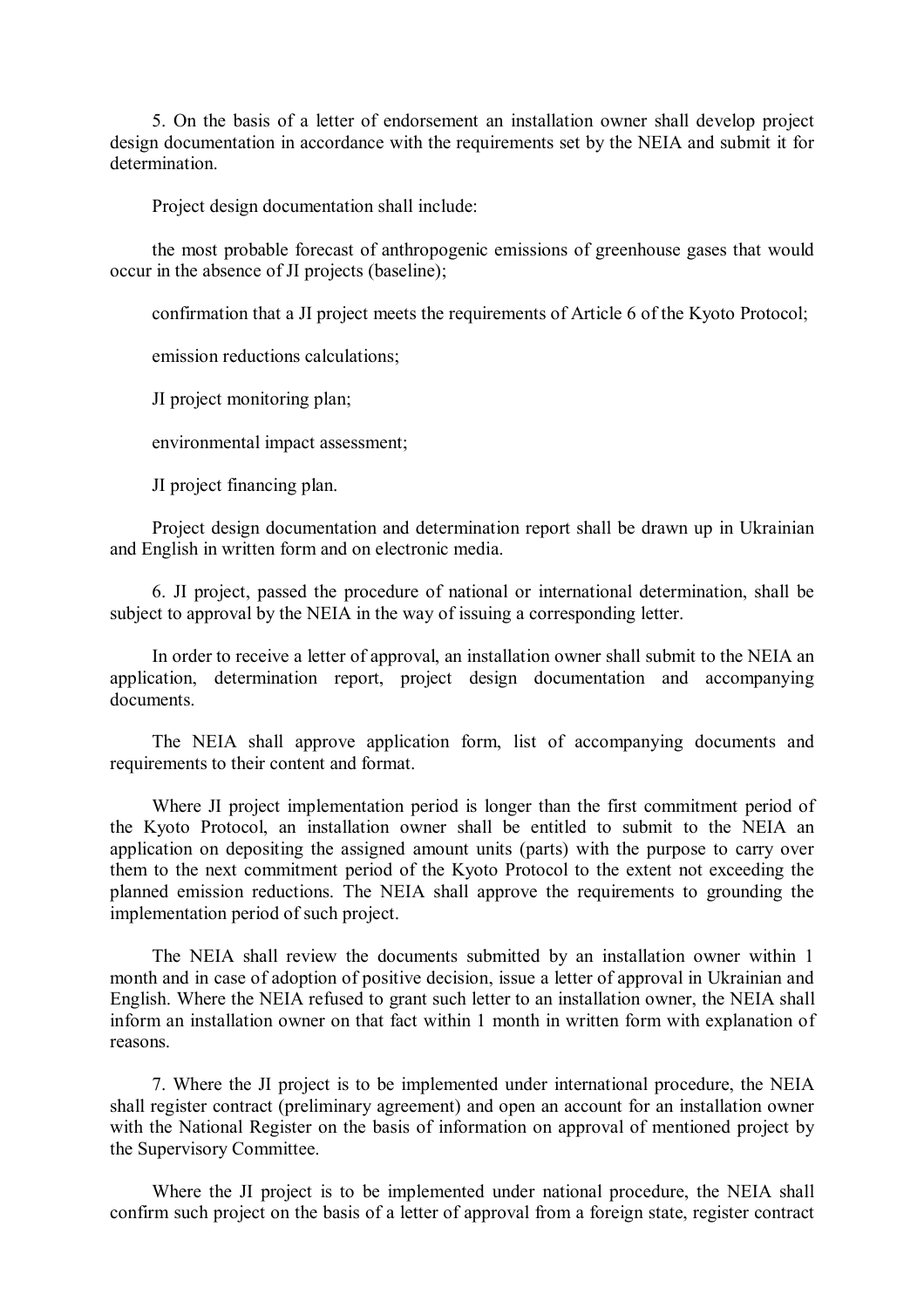5. On the basis of a letter of endorsement an installation owner shall develop project design documentation in accordance with the requirements set by the NEIA and submit it for determination.

Project design documentation shall include:

the most probable forecast of anthropogenic emissions of greenhouse gases that would occur in the absence of JI projects (baseline);

confirmation that a JI project meets the requirements of Article 6 of the Kyoto Protocol;

emission reductions calculations;

JI project monitoring plan;

environmental impact assessment;

JI project financing plan.

Project design documentation and determination report shall be drawn up in Ukrainian and English in written form and on electronic media.

6. JI project, passed the procedure of national or international determination, shall be subject to approval by the NEIA in the way of issuing a corresponding letter.

In order to receive a letter of approval, an installation owner shall submit to the NEIA an application, determination report, project design documentation and accompanying documents.

The NEIA shall approve application form, list of accompanying documents and requirements to their content and format.

Where JI project implementation period is longer than the first commitment period of the Kyoto Protocol, an installation owner shall be entitled to submit to the NEIA an application on depositing the assigned amount units (parts) with the purpose to carry over them to the next commitment period of the Kyoto Protocol to the extent not exceeding the planned emission reductions. The NEIA shall approve the requirements to grounding the implementation period of such project.

The NEIA shall review the documents submitted by an installation owner within 1 month and in case of adoption of positive decision, issue a letter of approval in Ukrainian and English. Where the NEIA refused to grant such letter to an installation owner, the NEIA shall inform an installation owner on that fact within 1 month in written form with explanation of reasons.

7. Where the JI project is to be implemented under international procedure, the NEIA shall register contract (preliminary agreement) and open an account for an installation owner with the National Register on the basis of information on approval of mentioned project by the Supervisory Committee.

Where the JI project is to be implemented under national procedure, the NEIA shall confirm such project on the basis of a letter of approval from a foreign state, register contract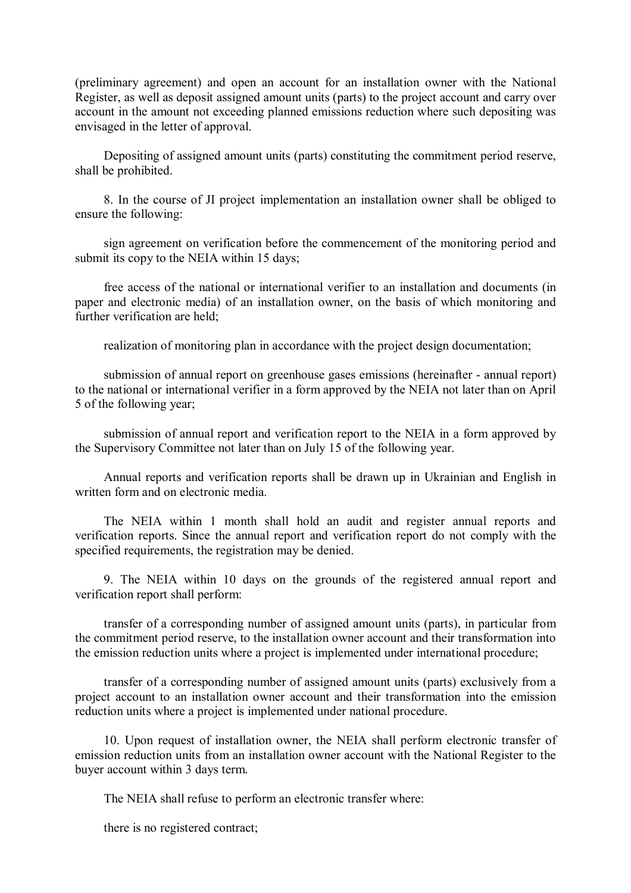(preliminary agreement) and open an account for an installation owner with the National Register, as well as deposit assigned amount units (parts) to the project account and carry over account in the amount not exceeding planned emissions reduction where such depositing was envisaged in the letter of approval.

Depositing of assigned amount units (parts) constituting the commitment period reserve, shall be prohibited.

8. In the course of JI project implementation an installation owner shall be obliged to ensure the following:

sign agreement on verification before the commencement of the monitoring period and submit its copy to the NEIA within 15 days;

free access of the national or international verifier to an installation and documents (in paper and electronic media) of an installation owner, on the basis of which monitoring and further verification are held;

realization of monitoring plan in accordance with the project design documentation;

submission of annual report on greenhouse gases emissions (hereinafter - annual report) to the national or international verifier in a form approved by the NEIA not later than on April 5 of the following year;

submission of annual report and verification report to the NEIA in a form approved by the Supervisory Committee not later than on July 15 of the following year.

Annual reports and verification reports shall be drawn up in Ukrainian and English in written form and on electronic media.

The NEIA within 1 month shall hold an audit and register annual reports and verification reports. Since the annual report and verification report do not comply with the specified requirements, the registration may be denied.

9. The NEIA within 10 days on the grounds of the registered annual report and verification report shall perform:

transfer of a corresponding number of assigned amount units (parts), in particular from the commitment period reserve, to the installation owner account and their transformation into the emission reduction units where a project is implemented under international procedure;

transfer of a corresponding number of assigned amount units (parts) exclusively from a project account to an installation owner account and their transformation into the emission reduction units where a project is implemented under national procedure.

10. Upon request of installation owner, the NEIA shall perform electronic transfer of emission reduction units from an installation owner account with the National Register to the buyer account within 3 days term.

The NEIA shall refuse to perform an electronic transfer where:

there is no registered contract;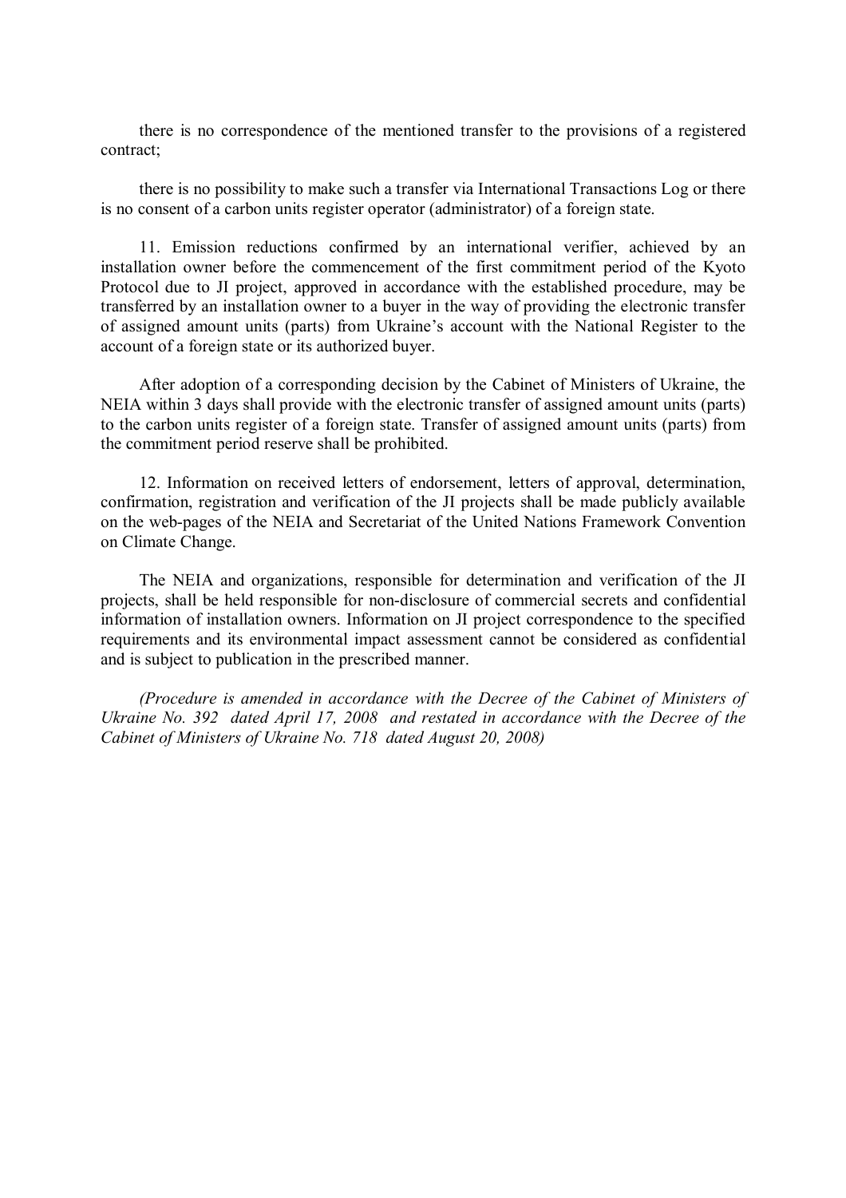there is no correspondence of the mentioned transfer to the provisions of a registered contract;

there is no possibility to make such a transfer via International Transactions Log or there is no consent of a carbon units register operator (administrator) of a foreign state.

11. Emission reductions confirmed by an international verifier, achieved by an installation owner before the commencement of the first commitment period of the Kyoto Protocol due to JI project, approved in accordance with the established procedure, may be transferred by an installation owner to a buyer in the way of providing the electronic transfer of assigned amount units (parts) from Ukraine's account with the National Register to the account of a foreign state or its authorized buyer.

After adoption of a corresponding decision by the Cabinet of Ministers of Ukraine, the NEIA within 3 days shall provide with the electronic transfer of assigned amount units (parts) to the carbon units register of a foreign state. Transfer of assigned amount units (parts) from the commitment period reserve shall be prohibited.

12. Information on received letters of endorsement, letters of approval, determination, confirmation, registration and verification of the JI projects shall be made publicly available on the web-pages of the NEIA and Secretariat of the United Nations Framework Convention on Climate Change.

The NEIA and organizations, responsible for determination and verification of the JI projects, shall be held responsible for non-disclosure of commercial secrets and confidential information of installation owners. Information on JI project correspondence to the specified requirements and its environmental impact assessment cannot be considered as confidential and is subject to publication in the prescribed manner.

*(Procedure is amended in accordance with the Decree of the Cabinet of Ministers of Ukraine No. 392 dated April 17, 2008 and restated in accordance with the Decree of the Cabinet of Ministers of Ukraine No. 718 dated August 20, 2008)*